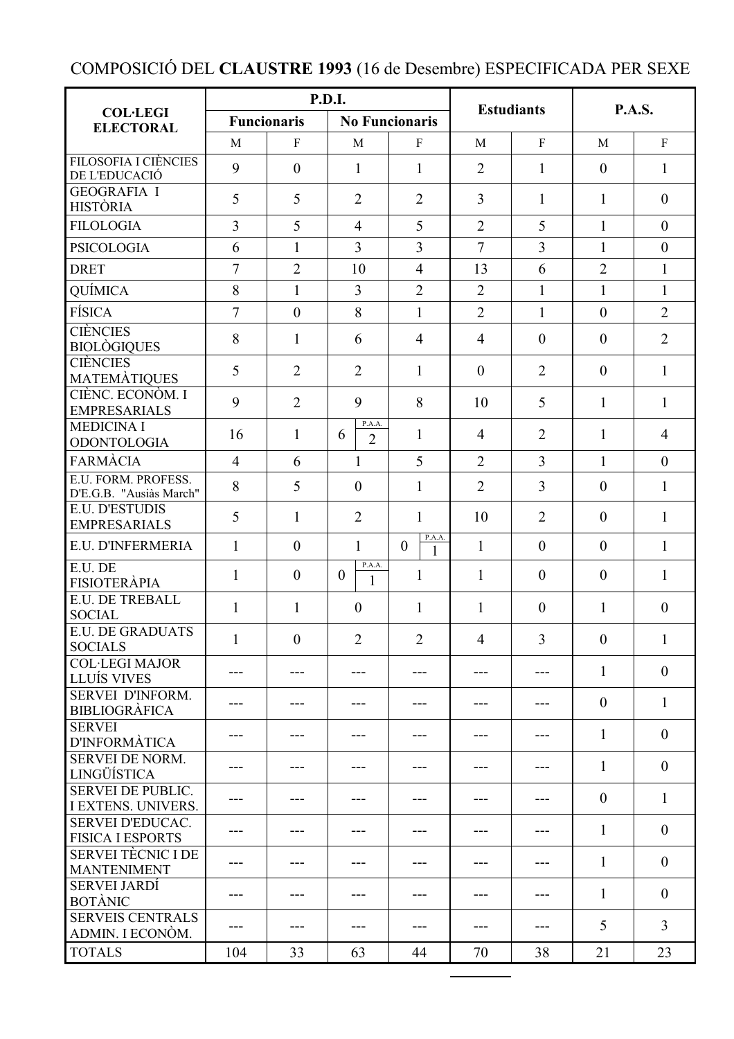COMPOSICIÓ DEL **CLAUSTRE 1993** (16 de Desembre) ESPECIFICADA PER SEXE

| COL·LEGI ELECTORAL | P.D.I. | | | | Estudiants | | P.A.S. | |
|---|---|---|---|---|---|---|---|---|
| | Funcionaris | | No Funcionaris | | | | | |
| | M | F | M | F | M | F | M | F |
| FILOSOFIA I CIÈNCIES DE L'EDUCACIÓ | 9 | 0 | 1 | 1 | 2 | 1 | 0 | 1 |
| GEOGRAFIA I HISTÒRIA | 5 | 5 | 2 | 2 | 3 | 1 | 1 | 0 |
| FILOLOGIA | 3 | 5 | 4 | 5 | 2 | 5 | 1 | 0 |
| PSICOLOGIA | 6 | 1 | 3 | 3 | 7 | 3 | 1 | 0 |
| DRET | 7 | 2 | 10 | 4 | 13 | 6 | 2 | 1 |
| QUÍMICA | 8 | 1 | 3 | 2 | 2 | 1 | 1 | 1 |
| FÍSICA | 7 | 0 | 8 | 1 | 2 | 1 | 0 | 2 |
| CIÈNCIES BIOLÒGIQUES | 8 | 1 | 6 | 4 | 4 | 0 | 0 | 2 |
| CIÈNCIES MATEMÀTIQUES | 5 | 2 | 2 | 1 | 0 | 2 | 0 | 1 |
| CIÈNC. ECONÒM. I EMPRESARIALS | 9 | 2 | 9 | 8 | 10 | 5 | 1 | 1 |
| MEDICINA I ODONTOLOGIA | 16 | 1 | 6 (P.A.A. 2) | 1 | 4 | 2 | 1 | 4 |
| FARMÀCIA | 4 | 6 | 1 | 5 | 2 | 3 | 1 | 0 |
| E.U. FORM. PROFESS. D'E.G.B. "Ausiàs March" | 8 | 5 | 0 | 1 | 2 | 3 | 0 | 1 |
| E.U. D'ESTUDIS EMPRESARIALS | 5 | 1 | 2 | 1 | 10 | 2 | 0 | 1 |
| E.U. D'INFERMERIA | 1 | 0 | 1 | 0 (P.A.A. 1) | 1 | 0 | 0 | 1 |
| E.U. DE FISIOTERÀPIA | 1 | 0 | 0 (P.A.A. 1) | 1 | 1 | 0 | 0 | 1 |
| E.U. DE TREBALL SOCIAL | 1 | 1 | 0 | 1 | 1 | 0 | 1 | 0 |
| E.U. DE GRADUATS SOCIALS | 1 | 0 | 2 | 2 | 4 | 3 | 0 | 1 |
| COL·LEGI MAJOR LLUÍS VIVES | --- | --- | --- | --- | --- | --- | 1 | 0 |
| SERVEI D'INFORM. BIBLIOGRÀFICA | --- | --- | --- | --- | --- | --- | 0 | 1 |
| SERVEI D'INFORMÀTICA | --- | --- | --- | --- | --- | --- | 1 | 0 |
| SERVEI DE NORM. LINGÜÍSTICA | --- | --- | --- | --- | --- | --- | 1 | 0 |
| SERVEI DE PUBLIC. I EXTENS. UNIVERS. | --- | --- | --- | --- | --- | --- | 0 | 1 |
| SERVEI D'EDUCAC. FISICA I ESPORTS | --- | --- | --- | --- | --- | --- | 1 | 0 |
| SERVEI TÈCNIC I DE MANTENIMENT | --- | --- | --- | --- | --- | --- | 1 | 0 |
| SERVEI JARDÍ BOTÀNIC | --- | --- | --- | --- | --- | --- | 1 | 0 |
| SERVEIS CENTRALS ADMIN. I ECONÒM. | --- | --- | --- | --- | --- | --- | 5 | 3 |
| TOTALS | 104 | 33 | 63 | 44 | 70 | 38 | 21 | 23 |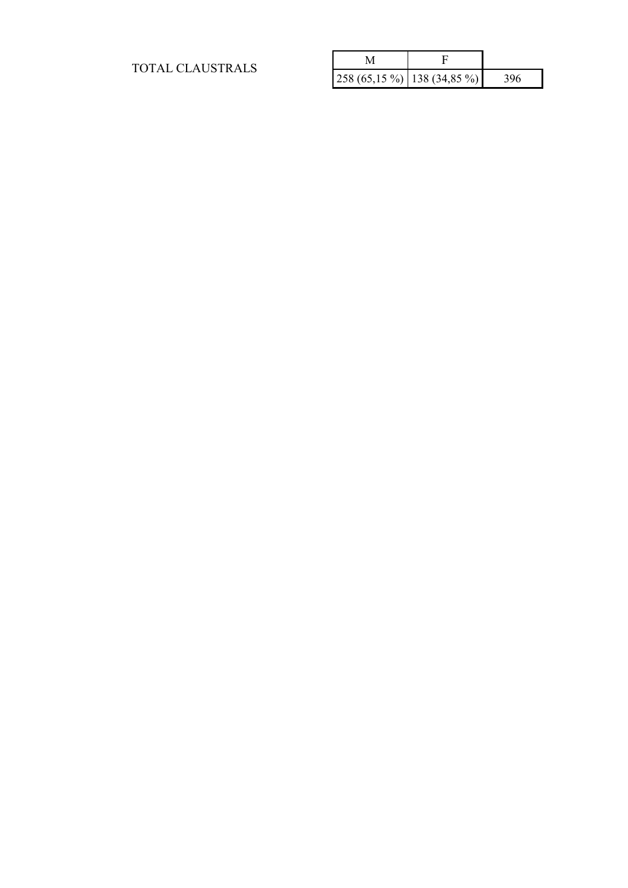TOTAL CLAUSTRALS

| M | F | |
|---|---|---|
| 258 (65,15 %) | 138 (34,85 %) | 396 |